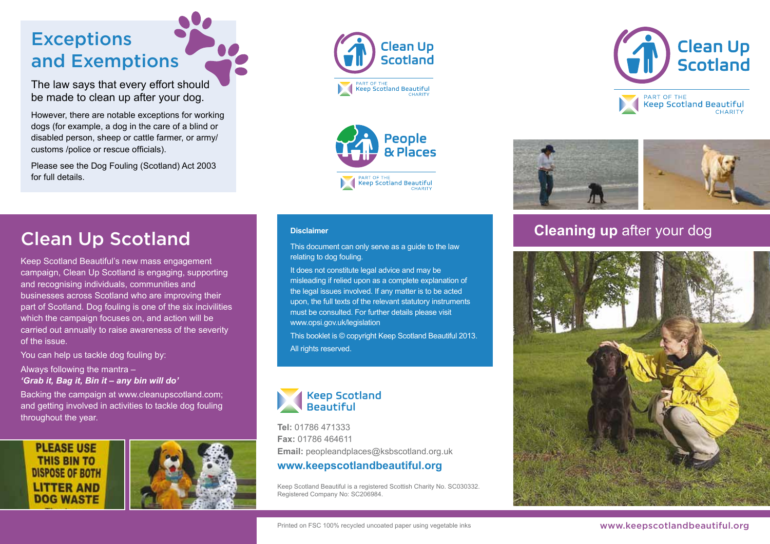## Exceptions and Exemptions

The law says that every effort should be made to clean up after your dog.

However, there are notable exceptions for working dogs (for example, a dog in the care of a blind or disabled person, sheep or cattle farmer, or army/customs /police or rescue officials).

Please see the Dog Fouling (Scotland) Act 2003 for full details.

## Clean Up Scotland

Keep Scotland Beautiful's new mass engagement campaign, Clean Up Scotland is engaging, supporting and recognising individuals, communities and businesses across Scotland who are improving their part of Scotland. Dog fouling is one of the six incivilities which the campaign focuses on, and action will be carried out annually to raise awareness of the severity of the issue.

You can help us tackle dog fouling by:

Always following the mantra –
***'Grab it, Bag it, Bin it – any bin will do'***

Backing the campaign at www.cleanupscotland.com; and getting involved in activities to tackle dog fouling throughout the year.

Clean Up Scotland
PART OF THE Keep Scotland Beautiful CHARITY

People & Places
PART OF THE Keep Scotland Beautiful CHARITY

**Disclaimer**

This document can only serve as a guide to the law relating to dog fouling.

It does not constitute legal advice and may be misleading if relied upon as a complete explanation of the legal issues involved. If any matter is to be acted upon, the full texts of the relevant statutory instruments must be consulted. For further details please visit www.opsi.gov.uk/legislation

This booklet is © copyright Keep Scotland Beautiful 2013. All rights reserved.

Keep Scotland Beautiful

**Tel:** 01786 471333
**Fax:** 01786 464611
**Email:** peopleandplaces@ksbscotland.org.uk
**www.keepscotlandbeautiful.org**

Keep Scotland Beautiful is a registered Scottish Charity No. SC030332.
Registered Company No: SC206984.

Printed on FSC 100% recycled uncoated paper using vegetable inks

Clean Up Scotland
PART OF THE Keep Scotland Beautiful CHARITY

# **Cleaning up** after your dog

www.keepscotlandbeautiful.org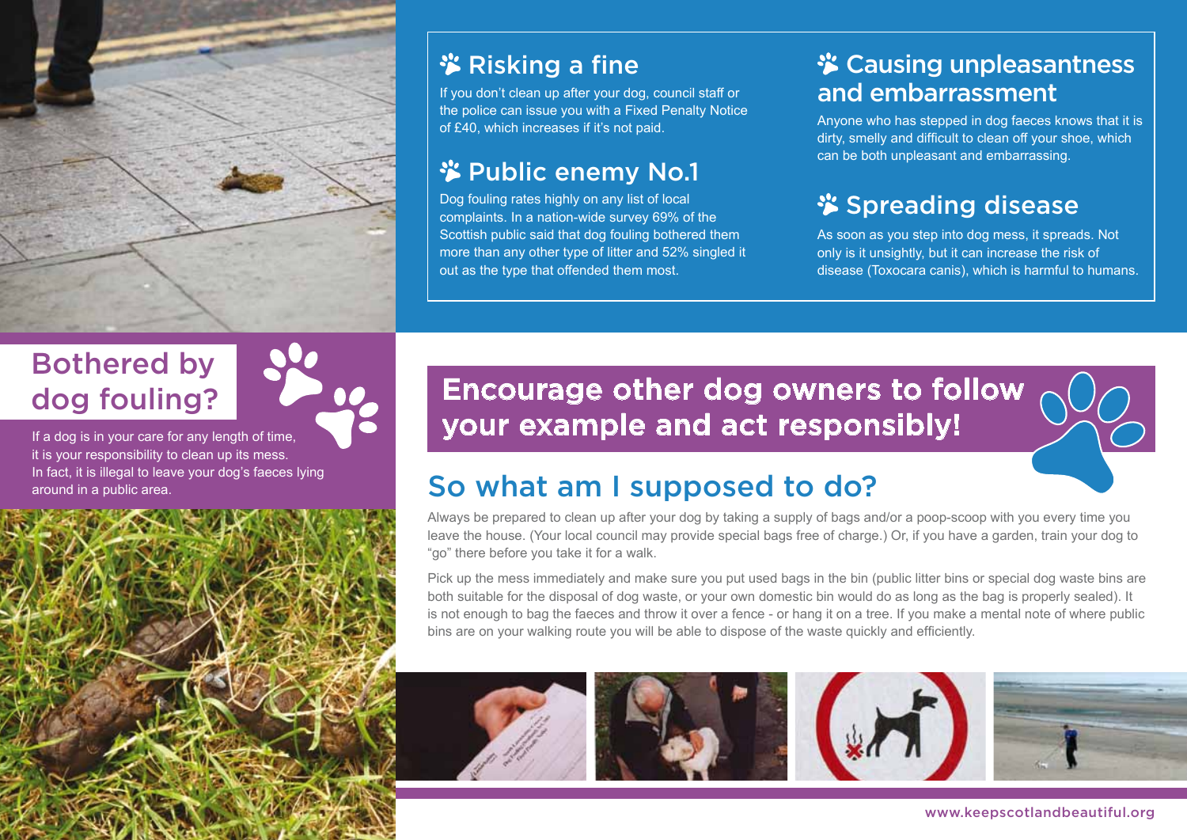## Risking a fine

If you don't clean up after your dog, council staff or the police can issue you with a Fixed Penalty Notice of £40, which increases if it's not paid.

## Public enemy No.1

Dog fouling rates highly on any list of local complaints. In a nation-wide survey 69% of the Scottish public said that dog fouling bothered them more than any other type of litter and 52% singled it out as the type that offended them most.

## Causing unpleasantness and embarrassment

Anyone who has stepped in dog faeces knows that it is dirty, smelly and difficult to clean off your shoe, which can be both unpleasant and embarrassing.

## Spreading disease

As soon as you step into dog mess, it spreads. Not only is it unsightly, but it can increase the risk of disease (Toxocara canis), which is harmful to humans.

## Bothered by dog fouling?

If a dog is in your care for any length of time, it is your responsibility to clean up its mess. In fact, it is illegal to leave your dog's faeces lying around in a public area.

## Encourage other dog owners to follow your example and act responsibly!

## So what am I supposed to do?

Always be prepared to clean up after your dog by taking a supply of bags and/or a poop-scoop with you every time you leave the house. (Your local council may provide special bags free of charge.) Or, if you have a garden, train your dog to "go" there before you take it for a walk.

Pick up the mess immediately and make sure you put used bags in the bin (public litter bins or special dog waste bins are both suitable for the disposal of dog waste, or your own domestic bin would do as long as the bag is properly sealed). It is not enough to bag the faeces and throw it over a fence - or hang it on a tree. If you make a mental note of where public bins are on your walking route you will be able to dispose of the waste quickly and efficiently.

www.keepscotlandbeautiful.org